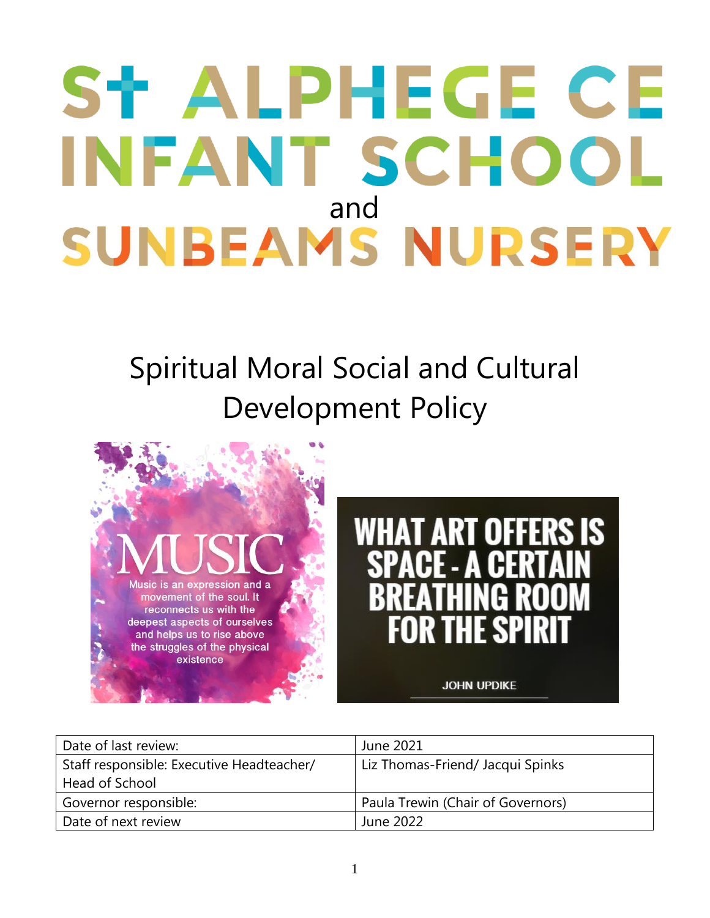# St ALPHEGE CE INFANT SCHOOL and SUNBEAMS NURSERY

## Spiritual Moral Social and Cultural Development Policy

MUSIC

Music is an expression and a movement of the soul. It reconnects us with the deepest aspects of ourselves and helps us to rise above the struggles of the physical existence

WHAT ART OFFERS IS SPACE - A CERTAIN BREATHING ROOM FOR THE SPIRIT

JOHN UPDIKE

| Date of last review: | June 2021 |
|---|---|
| Staff responsible: Executive Headteacher/ Head of School | Liz Thomas-Friend/ Jacqui Spinks |
| Governor responsible: | Paula Trewin (Chair of Governors) |
| Date of next review | June 2022 |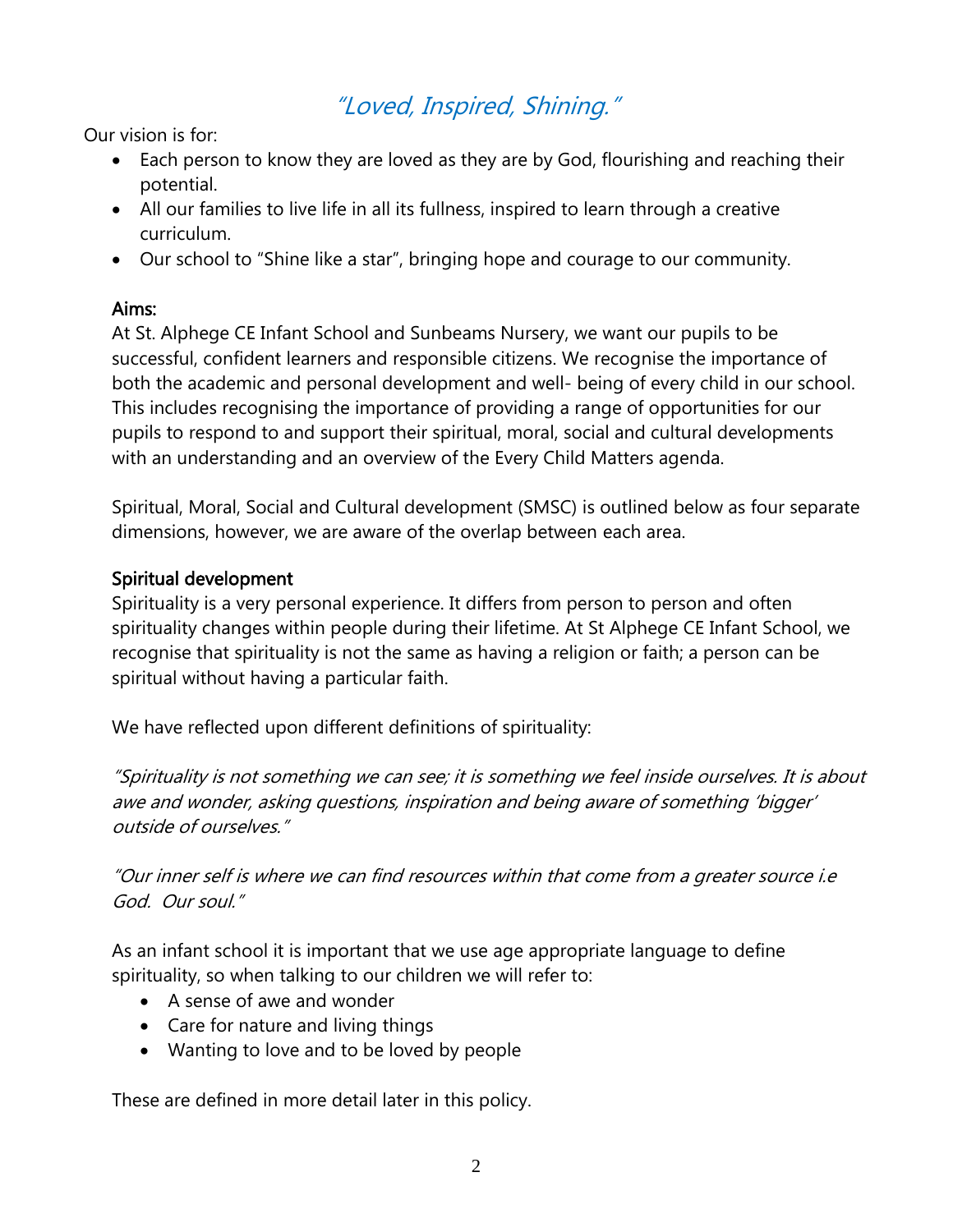*"Loved, Inspired, Shining."*

Our vision is for:

- Each person to know they are loved as they are by God, flourishing and reaching their potential.
- All our families to live life in all its fullness, inspired to learn through a creative curriculum.
- Our school to "Shine like a star", bringing hope and courage to our community.

## Aims:

At St. Alphege CE Infant School and Sunbeams Nursery, we want our pupils to be successful, confident learners and responsible citizens. We recognise the importance of both the academic and personal development and well- being of every child in our school. This includes recognising the importance of providing a range of opportunities for our pupils to respond to and support their spiritual, moral, social and cultural developments with an understanding and an overview of the Every Child Matters agenda.

Spiritual, Moral, Social and Cultural development (SMSC) is outlined below as four separate dimensions, however, we are aware of the overlap between each area.

## Spiritual development

Spirituality is a very personal experience. It differs from person to person and often spirituality changes within people during their lifetime. At St Alphege CE Infant School, we recognise that spirituality is not the same as having a religion or faith; a person can be spiritual without having a particular faith.

We have reflected upon different definitions of spirituality:

*"Spirituality is not something we can see; it is something we feel inside ourselves. It is about awe and wonder, asking questions, inspiration and being aware of something 'bigger' outside of ourselves."*

*"Our inner self is where we can find resources within that come from a greater source i.e God. Our soul."*

As an infant school it is important that we use age appropriate language to define spirituality, so when talking to our children we will refer to:

- A sense of awe and wonder
- Care for nature and living things
- Wanting to love and to be loved by people

These are defined in more detail later in this policy.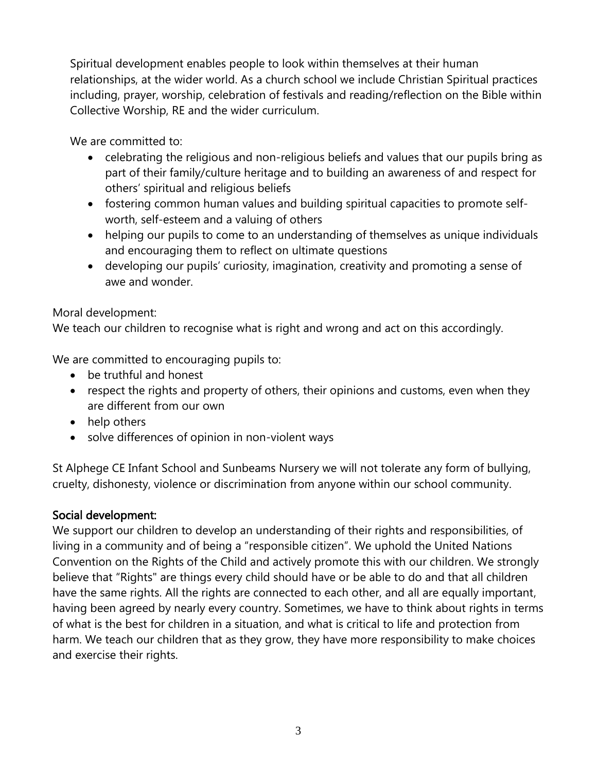Spiritual development enables people to look within themselves at their human relationships, at the wider world. As a church school we include Christian Spiritual practices including, prayer, worship, celebration of festivals and reading/reflection on the Bible within Collective Worship, RE and the wider curriculum.

We are committed to:

- celebrating the religious and non-religious beliefs and values that our pupils bring as part of their family/culture heritage and to building an awareness of and respect for others' spiritual and religious beliefs
- fostering common human values and building spiritual capacities to promote self-worth, self-esteem and a valuing of others
- helping our pupils to come to an understanding of themselves as unique individuals and encouraging them to reflect on ultimate questions
- developing our pupils' curiosity, imagination, creativity and promoting a sense of awe and wonder.

Moral development:
We teach our children to recognise what is right and wrong and act on this accordingly.

We are committed to encouraging pupils to:

- be truthful and honest
- respect the rights and property of others, their opinions and customs, even when they are different from our own
- help others
- solve differences of opinion in non-violent ways

St Alphege CE Infant School and Sunbeams Nursery we will not tolerate any form of bullying, cruelty, dishonesty, violence or discrimination from anyone within our school community.

**Social development:**
We support our children to develop an understanding of their rights and responsibilities, of living in a community and of being a "responsible citizen". We uphold the United Nations Convention on the Rights of the Child and actively promote this with our children. We strongly believe that "Rights" are things every child should have or be able to do and that all children have the same rights. All the rights are connected to each other, and all are equally important, having been agreed by nearly every country. Sometimes, we have to think about rights in terms of what is the best for children in a situation, and what is critical to life and protection from harm. We teach our children that as they grow, they have more responsibility to make choices and exercise their rights.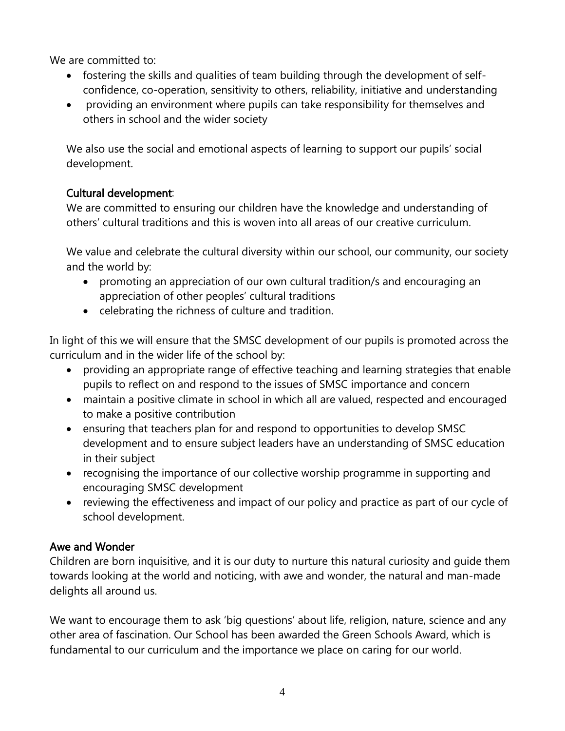We are committed to:

- fostering the skills and qualities of team building through the development of self-confidence, co-operation, sensitivity to others, reliability, initiative and understanding
- providing an environment where pupils can take responsibility for themselves and others in school and the wider society

We also use the social and emotional aspects of learning to support our pupils' social development.

### Cultural development:

We are committed to ensuring our children have the knowledge and understanding of others' cultural traditions and this is woven into all areas of our creative curriculum.

We value and celebrate the cultural diversity within our school, our community, our society and the world by:

- promoting an appreciation of our own cultural tradition/s and encouraging an appreciation of other peoples' cultural traditions
- celebrating the richness of culture and tradition.

In light of this we will ensure that the SMSC development of our pupils is promoted across the curriculum and in the wider life of the school by:

- providing an appropriate range of effective teaching and learning strategies that enable pupils to reflect on and respond to the issues of SMSC importance and concern
- maintain a positive climate in school in which all are valued, respected and encouraged to make a positive contribution
- ensuring that teachers plan for and respond to opportunities to develop SMSC development and to ensure subject leaders have an understanding of SMSC education in their subject
- recognising the importance of our collective worship programme in supporting and encouraging SMSC development
- reviewing the effectiveness and impact of our policy and practice as part of our cycle of school development.

### Awe and Wonder

Children are born inquisitive, and it is our duty to nurture this natural curiosity and guide them towards looking at the world and noticing, with awe and wonder, the natural and man-made delights all around us.

We want to encourage them to ask 'big questions' about life, religion, nature, science and any other area of fascination. Our School has been awarded the Green Schools Award, which is fundamental to our curriculum and the importance we place on caring for our world.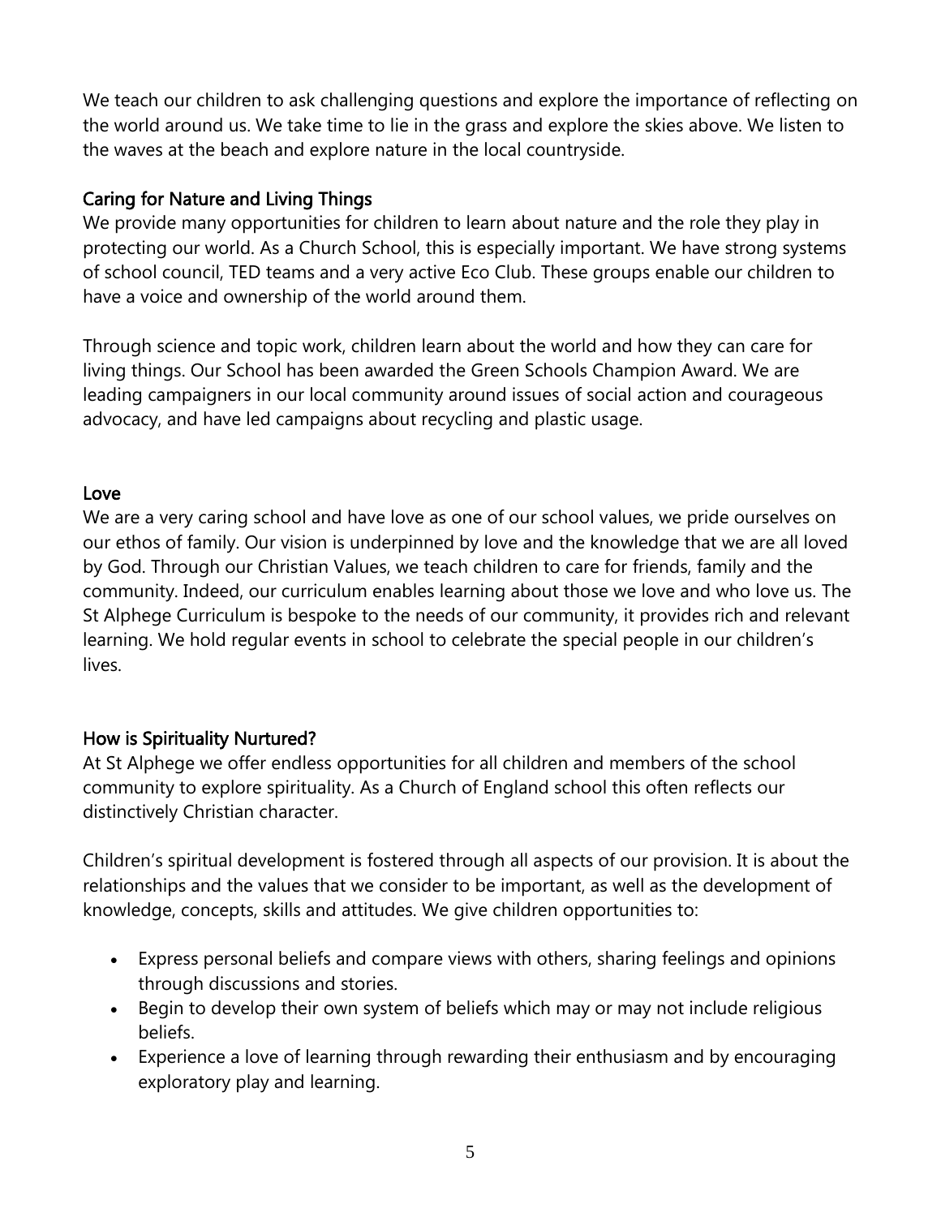We teach our children to ask challenging questions and explore the importance of reflecting on the world around us. We take time to lie in the grass and explore the skies above. We listen to the waves at the beach and explore nature in the local countryside.

### Caring for Nature and Living Things

We provide many opportunities for children to learn about nature and the role they play in protecting our world. As a Church School, this is especially important. We have strong systems of school council, TED teams and a very active Eco Club. These groups enable our children to have a voice and ownership of the world around them.

Through science and topic work, children learn about the world and how they can care for living things. Our School has been awarded the Green Schools Champion Award. We are leading campaigners in our local community around issues of social action and courageous advocacy, and have led campaigns about recycling and plastic usage.

### Love

We are a very caring school and have love as one of our school values, we pride ourselves on our ethos of family. Our vision is underpinned by love and the knowledge that we are all loved by God. Through our Christian Values, we teach children to care for friends, family and the community. Indeed, our curriculum enables learning about those we love and who love us. The St Alphege Curriculum is bespoke to the needs of our community, it provides rich and relevant learning. We hold regular events in school to celebrate the special people in our children's lives.

### How is Spirituality Nurtured?

At St Alphege we offer endless opportunities for all children and members of the school community to explore spirituality. As a Church of England school this often reflects our distinctively Christian character.

Children's spiritual development is fostered through all aspects of our provision. It is about the relationships and the values that we consider to be important, as well as the development of knowledge, concepts, skills and attitudes. We give children opportunities to:

- Express personal beliefs and compare views with others, sharing feelings and opinions through discussions and stories.
- Begin to develop their own system of beliefs which may or may not include religious beliefs.
- Experience a love of learning through rewarding their enthusiasm and by encouraging exploratory play and learning.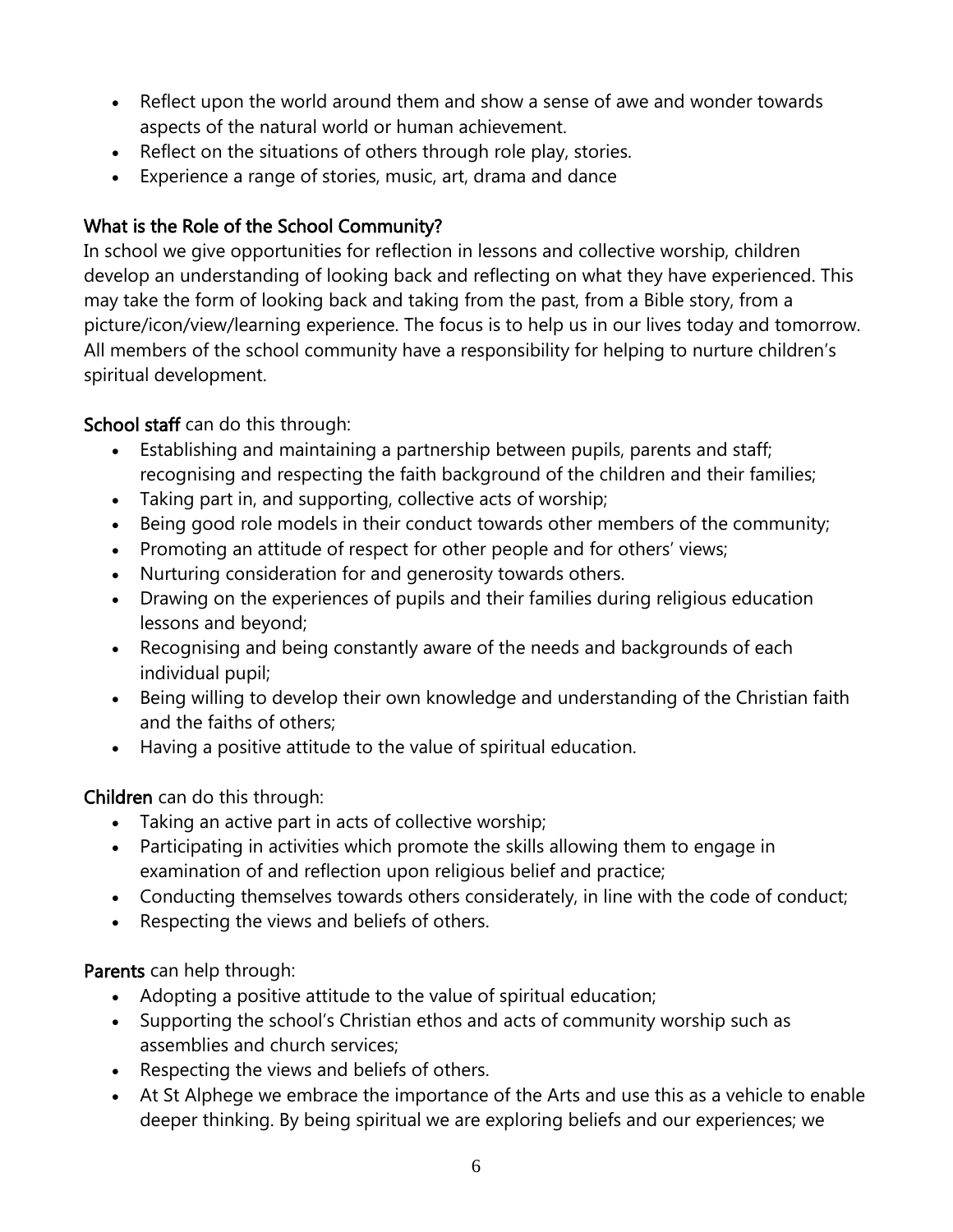- Reflect upon the world around them and show a sense of awe and wonder towards aspects of the natural world or human achievement.
- Reflect on the situations of others through role play, stories.
- Experience a range of stories, music, art, drama and dance

## What is the Role of the School Community?

In school we give opportunities for reflection in lessons and collective worship, children develop an understanding of looking back and reflecting on what they have experienced. This may take the form of looking back and taking from the past, from a Bible story, from a picture/icon/view/learning experience. The focus is to help us in our lives today and tomorrow. All members of the school community have a responsibility for helping to nurture children's spiritual development.

**School staff** can do this through:

- Establishing and maintaining a partnership between pupils, parents and staff; recognising and respecting the faith background of the children and their families;
- Taking part in, and supporting, collective acts of worship;
- Being good role models in their conduct towards other members of the community;
- Promoting an attitude of respect for other people and for others' views;
- Nurturing consideration for and generosity towards others.
- Drawing on the experiences of pupils and their families during religious education lessons and beyond;
- Recognising and being constantly aware of the needs and backgrounds of each individual pupil;
- Being willing to develop their own knowledge and understanding of the Christian faith and the faiths of others;
- Having a positive attitude to the value of spiritual education.

**Children** can do this through:

- Taking an active part in acts of collective worship;
- Participating in activities which promote the skills allowing them to engage in examination of and reflection upon religious belief and practice;
- Conducting themselves towards others considerately, in line with the code of conduct;
- Respecting the views and beliefs of others.

**Parents** can help through:

- Adopting a positive attitude to the value of spiritual education;
- Supporting the school's Christian ethos and acts of community worship such as assemblies and church services;
- Respecting the views and beliefs of others.
- At St Alphege we embrace the importance of the Arts and use this as a vehicle to enable deeper thinking. By being spiritual we are exploring beliefs and our experiences; we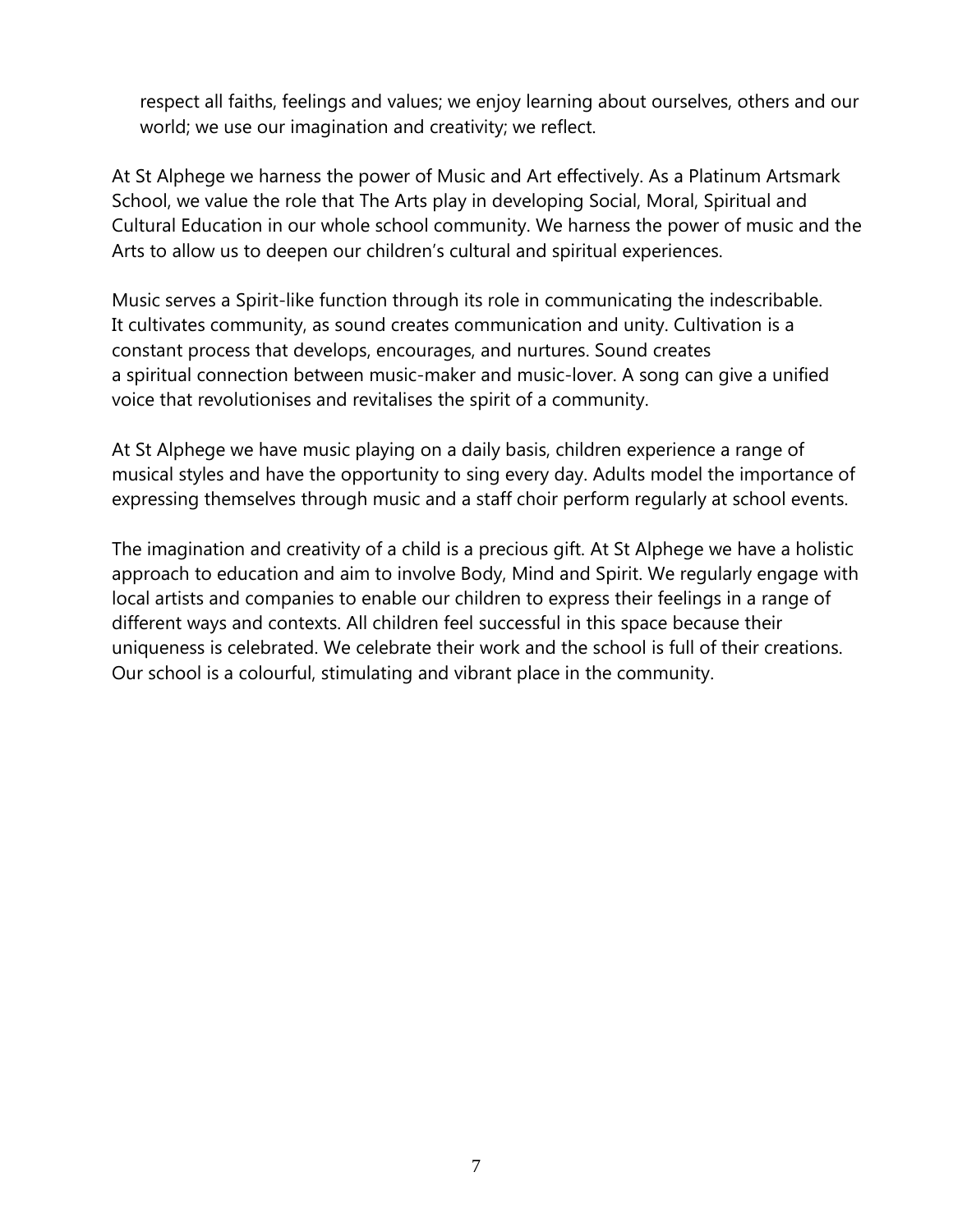respect all faiths, feelings and values; we enjoy learning about ourselves, others and our world; we use our imagination and creativity; we reflect.

At St Alphege we harness the power of Music and Art effectively. As a Platinum Artsmark School, we value the role that The Arts play in developing Social, Moral, Spiritual and Cultural Education in our whole school community. We harness the power of music and the Arts to allow us to deepen our children's cultural and spiritual experiences.

Music serves a Spirit-like function through its role in communicating the indescribable. It cultivates community, as sound creates communication and unity. Cultivation is a constant process that develops, encourages, and nurtures. Sound creates a spiritual connection between music-maker and music-lover. A song can give a unified voice that revolutionises and revitalises the spirit of a community.

At St Alphege we have music playing on a daily basis, children experience a range of musical styles and have the opportunity to sing every day. Adults model the importance of expressing themselves through music and a staff choir perform regularly at school events.

The imagination and creativity of a child is a precious gift. At St Alphege we have a holistic approach to education and aim to involve Body, Mind and Spirit. We regularly engage with local artists and companies to enable our children to express their feelings in a range of different ways and contexts. All children feel successful in this space because their uniqueness is celebrated. We celebrate their work and the school is full of their creations. Our school is a colourful, stimulating and vibrant place in the community.